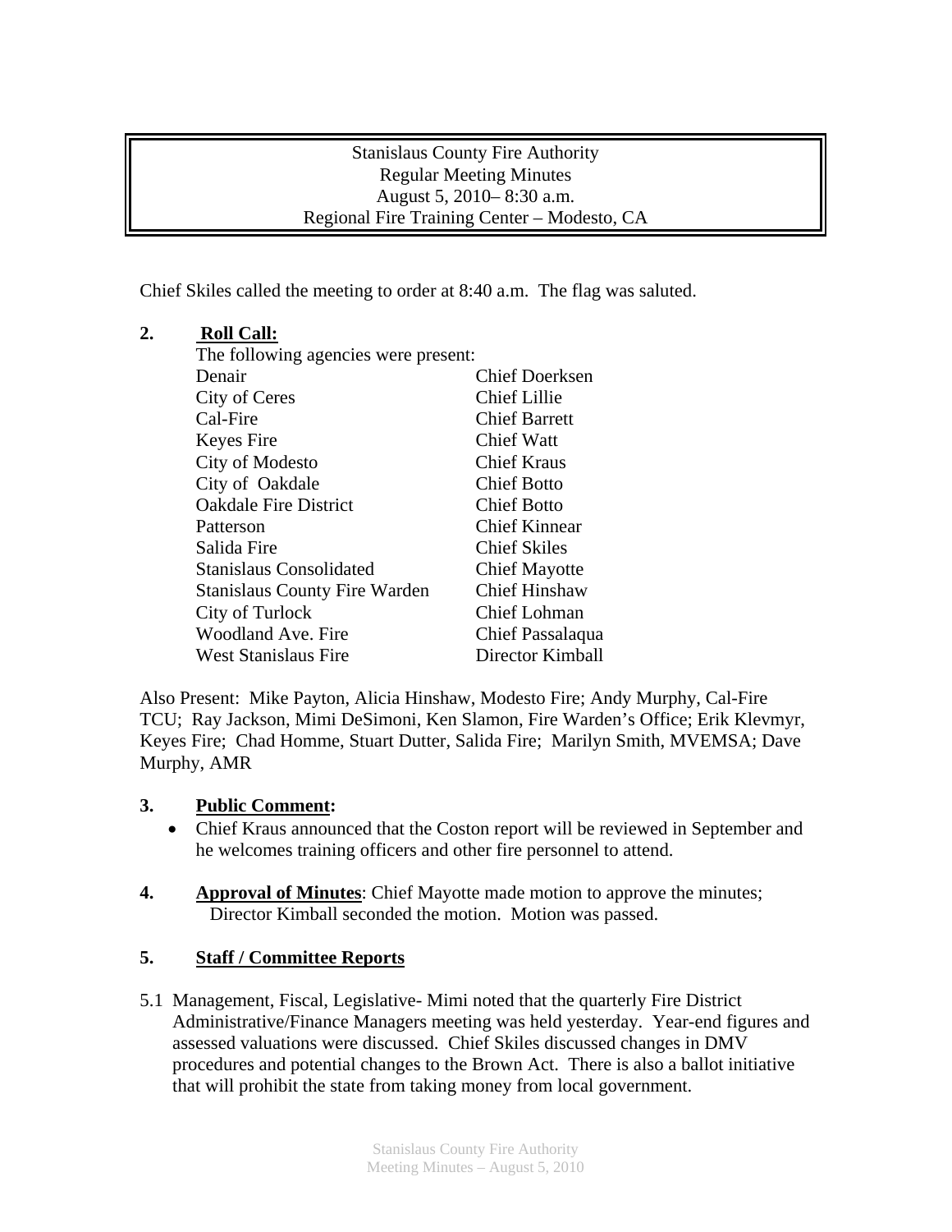Stanislaus County Fire Authority
Regular Meeting Minutes
August 5, 2010– 8:30 a.m.
Regional Fire Training Center – Modesto, CA

Chief Skiles called the meeting to order at 8:40 a.m. The flag was saluted.

**2. Roll Call:**

The following agencies were present:

| | |
|---|---|
| Denair | Chief Doerksen |
| City of Ceres | Chief Lillie |
| Cal-Fire | Chief Barrett |
| Keyes Fire | Chief Watt |
| City of Modesto | Chief Kraus |
| City of Oakdale | Chief Botto |
| Oakdale Fire District | Chief Botto |
| Patterson | Chief Kinnear |
| Salida Fire | Chief Skiles |
| Stanislaus Consolidated | Chief Mayotte |
| Stanislaus County Fire Warden | Chief Hinshaw |
| City of Turlock | Chief Lohman |
| Woodland Ave. Fire | Chief Passalaqua |
| West Stanislaus Fire | Director Kimball |

Also Present: Mike Payton, Alicia Hinshaw, Modesto Fire; Andy Murphy, Cal-Fire TCU; Ray Jackson, Mimi DeSimoni, Ken Slamon, Fire Warden's Office; Erik Klevmyr, Keyes Fire; Chad Homme, Stuart Dutter, Salida Fire; Marilyn Smith, MVEMSA; Dave Murphy, AMR

**3. Public Comment:**

- Chief Kraus announced that the Coston report will be reviewed in September and he welcomes training officers and other fire personnel to attend.

**4. Approval of Minutes**: Chief Mayotte made motion to approve the minutes; Director Kimball seconded the motion. Motion was passed.

**5. Staff / Committee Reports**

5.1 Management, Fiscal, Legislative- Mimi noted that the quarterly Fire District Administrative/Finance Managers meeting was held yesterday. Year-end figures and assessed valuations were discussed. Chief Skiles discussed changes in DMV procedures and potential changes to the Brown Act. There is also a ballot initiative that will prohibit the state from taking money from local government.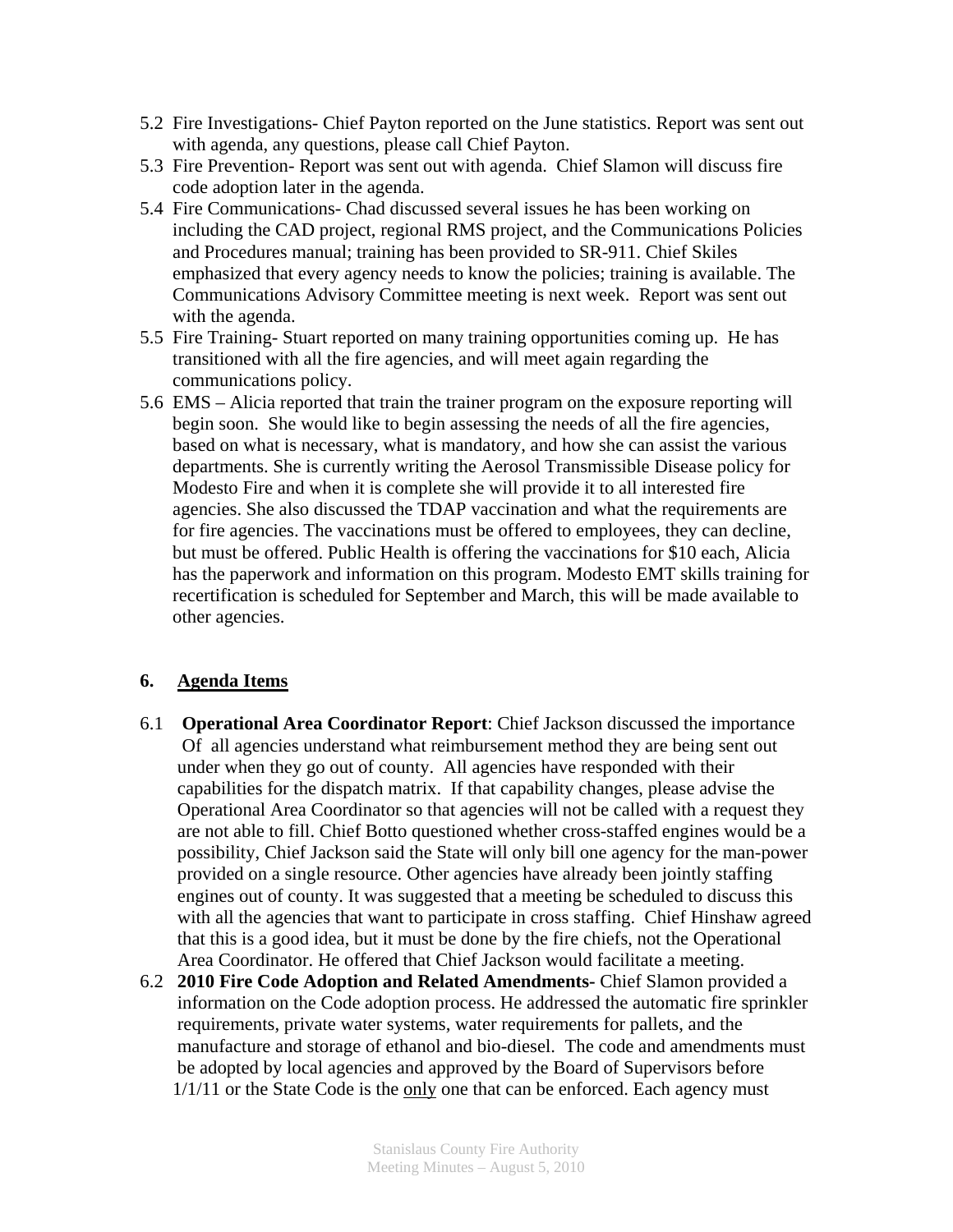5.2 Fire Investigations- Chief Payton reported on the June statistics. Report was sent out with agenda, any questions, please call Chief Payton.

5.3 Fire Prevention- Report was sent out with agenda. Chief Slamon will discuss fire code adoption later in the agenda.

5.4 Fire Communications- Chad discussed several issues he has been working on including the CAD project, regional RMS project, and the Communications Policies and Procedures manual; training has been provided to SR-911. Chief Skiles emphasized that every agency needs to know the policies; training is available. The Communications Advisory Committee meeting is next week. Report was sent out with the agenda.

5.5 Fire Training- Stuart reported on many training opportunities coming up. He has transitioned with all the fire agencies, and will meet again regarding the communications policy.

5.6 EMS – Alicia reported that train the trainer program on the exposure reporting will begin soon. She would like to begin assessing the needs of all the fire agencies, based on what is necessary, what is mandatory, and how she can assist the various departments. She is currently writing the Aerosol Transmissible Disease policy for Modesto Fire and when it is complete she will provide it to all interested fire agencies. She also discussed the TDAP vaccination and what the requirements are for fire agencies. The vaccinations must be offered to employees, they can decline, but must be offered. Public Health is offering the vaccinations for $10 each, Alicia has the paperwork and information on this program. Modesto EMT skills training for recertification is scheduled for September and March, this will be made available to other agencies.

## 6. Agenda Items

6.1 **Operational Area Coordinator Report**: Chief Jackson discussed the importance Of all agencies understand what reimbursement method they are being sent out under when they go out of county. All agencies have responded with their capabilities for the dispatch matrix. If that capability changes, please advise the Operational Area Coordinator so that agencies will not be called with a request they are not able to fill. Chief Botto questioned whether cross-staffed engines would be a possibility, Chief Jackson said the State will only bill one agency for the man-power provided on a single resource. Other agencies have already been jointly staffing engines out of county. It was suggested that a meeting be scheduled to discuss this with all the agencies that want to participate in cross staffing. Chief Hinshaw agreed that this is a good idea, but it must be done by the fire chiefs, not the Operational Area Coordinator. He offered that Chief Jackson would facilitate a meeting.

6.2 **2010 Fire Code Adoption and Related Amendments-** Chief Slamon provided a information on the Code adoption process. He addressed the automatic fire sprinkler requirements, private water systems, water requirements for pallets, and the manufacture and storage of ethanol and bio-diesel. The code and amendments must be adopted by local agencies and approved by the Board of Supervisors before 1/1/11 or the State Code is the <u>only</u> one that can be enforced. Each agency must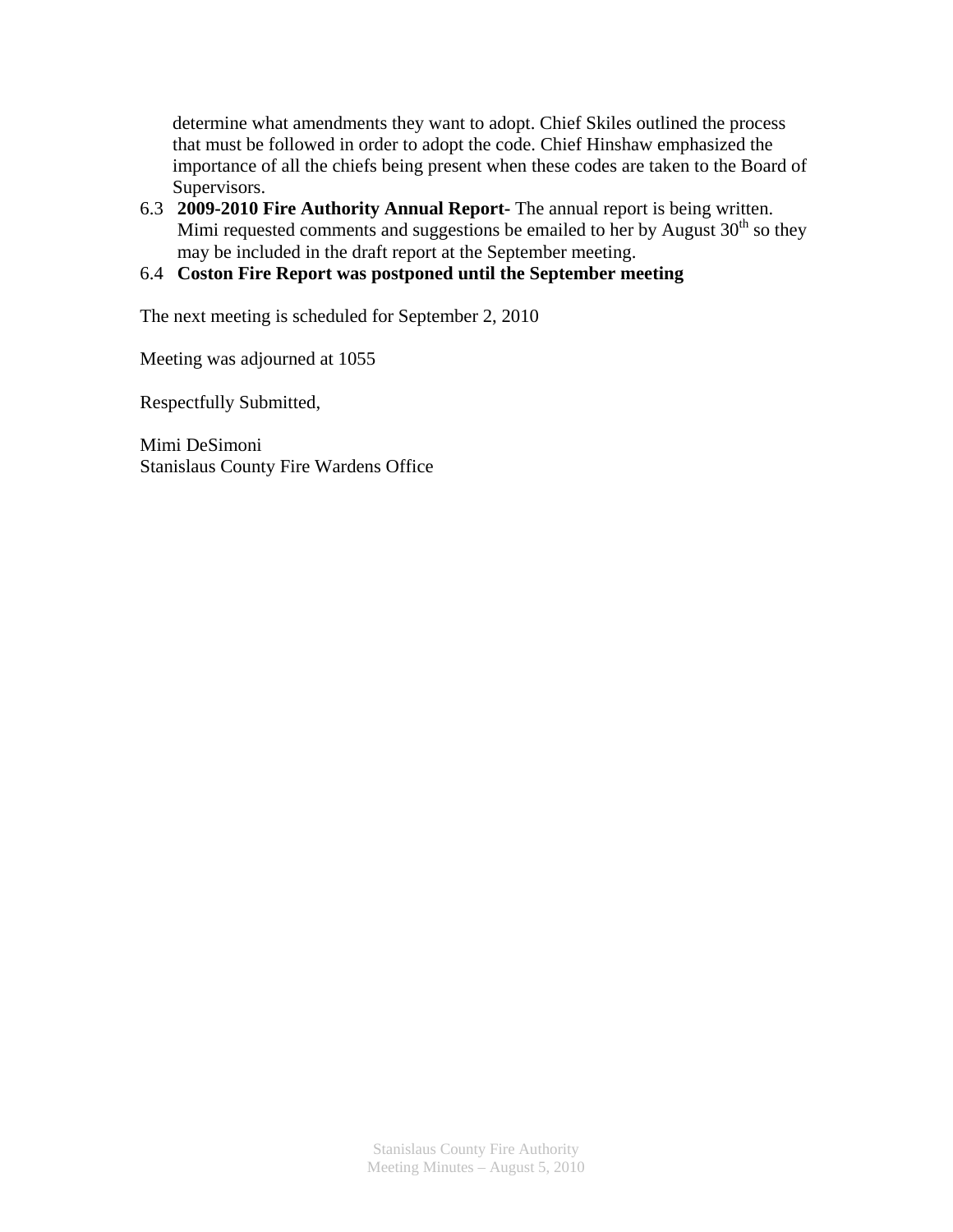determine what amendments they want to adopt. Chief Skiles outlined the process that must be followed in order to adopt the code. Chief Hinshaw emphasized the importance of all the chiefs being present when these codes are taken to the Board of Supervisors.

6.3 **2009-2010 Fire Authority Annual Report-** The annual report is being written. Mimi requested comments and suggestions be emailed to her by August 30th so they may be included in the draft report at the September meeting.

6.4 **Coston Fire Report was postponed until the September meeting**

The next meeting is scheduled for September 2, 2010

Meeting was adjourned at 1055

Respectfully Submitted,

Mimi DeSimoni
Stanislaus County Fire Wardens Office